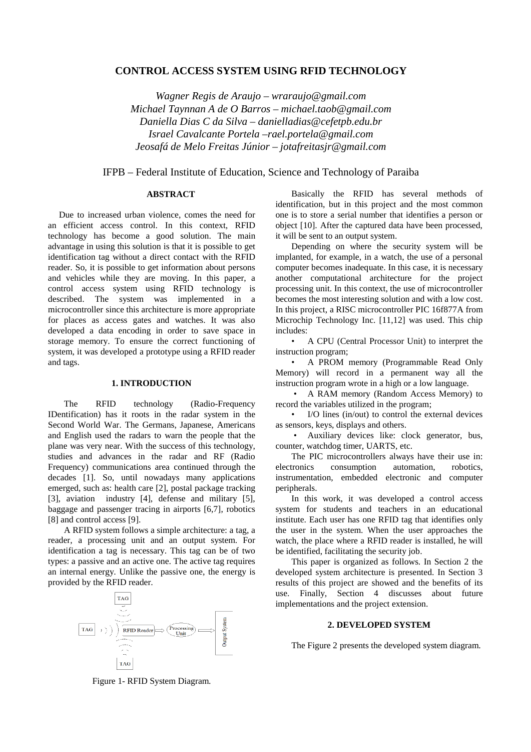# CONTROL ACCESS SYSTEM USING RFID TECHNOLOGY

*Wagner Regis de Araujo – wraraujo@gmail.com*
*Michael Taynnan A de O Barros – michael.taob@gmail.com*
*Daniella Dias C da Silva – danielladias@cefetpb.edu.br*
*Israel Cavalcante Portela –rael.portela@gmail.com*
*Jeosafá de Melo Freitas Júnior – jotafreitasjr@gmail.com*

IFPB – Federal Institute of Education, Science and Technology of Paraiba

## ABSTRACT

Due to increased urban violence, comes the need for an efficient access control. In this context, RFID technology has become a good solution. The main advantage in using this solution is that it is possible to get identification tag without a direct contact with the RFID reader. So, it is possible to get information about persons and vehicles while they are moving. In this paper, a control access system using RFID technology is described. The system was implemented in a microcontroller since this architecture is more appropriate for places as access gates and watches. It was also developed a data encoding in order to save space in storage memory. To ensure the correct functioning of system, it was developed a prototype using a RFID reader and tags.

## 1. INTRODUCTION

The RFID technology (Radio-Frequency IDentification) has it roots in the radar system in the Second World War. The Germans, Japanese, Americans and English used the radars to warn the people that the plane was very near. With the success of this technology, studies and advances in the radar and RF (Radio Frequency) communications area continued through the decades [1]. So, until nowadays many applications emerged, such as: health care [2], postal package tracking [3], aviation industry [4], defense and military [5], baggage and passenger tracing in airports [6,7], robotics [8] and control access [9].

A RFID system follows a simple architecture: a tag, a reader, a processing unit and an output system. For identification a tag is necessary. This tag can be of two types: a passive and an active one. The active tag requires an internal energy. Unlike the passive one, the energy is provided by the RFID reader.

Figure 1- RFID System Diagram.

Basically the RFID has several methods of identification, but in this project and the most common one is to store a serial number that identifies a person or object [10]. After the captured data have been processed, it will be sent to an output system.

Depending on where the security system will be implanted, for example, in a watch, the use of a personal computer becomes inadequate. In this case, it is necessary another computational architecture for the project processing unit. In this context, the use of microcontroller becomes the most interesting solution and with a low cost. In this project, a RISC microcontroller PIC 16f877A from Microchip Technology Inc. [11,12] was used. This chip includes:

- A CPU (Central Processor Unit) to interpret the instruction program;
- A PROM memory (Programmable Read Only Memory) will record in a permanent way all the instruction program wrote in a high or a low language.
- A RAM memory (Random Access Memory) to record the variables utilized in the program;
- I/O lines (in/out) to control the external devices as sensors, keys, displays and others.
- Auxiliary devices like: clock generator, bus, counter, watchdog timer, UARTS, etc.

The PIC microcontrollers always have their use in: electronics consumption automation, robotics, instrumentation, embedded electronic and computer peripherals.

In this work, it was developed a control access system for students and teachers in an educational institute. Each user has one RFID tag that identifies only the user in the system. When the user approaches the watch, the place where a RFID reader is installed, he will be identified, facilitating the security job.

This paper is organized as follows. In Section 2 the developed system architecture is presented. In Section 3 results of this project are showed and the benefits of its use. Finally, Section 4 discusses about future implementations and the project extension.

## 2. DEVELOPED SYSTEM

The Figure 2 presents the developed system diagram.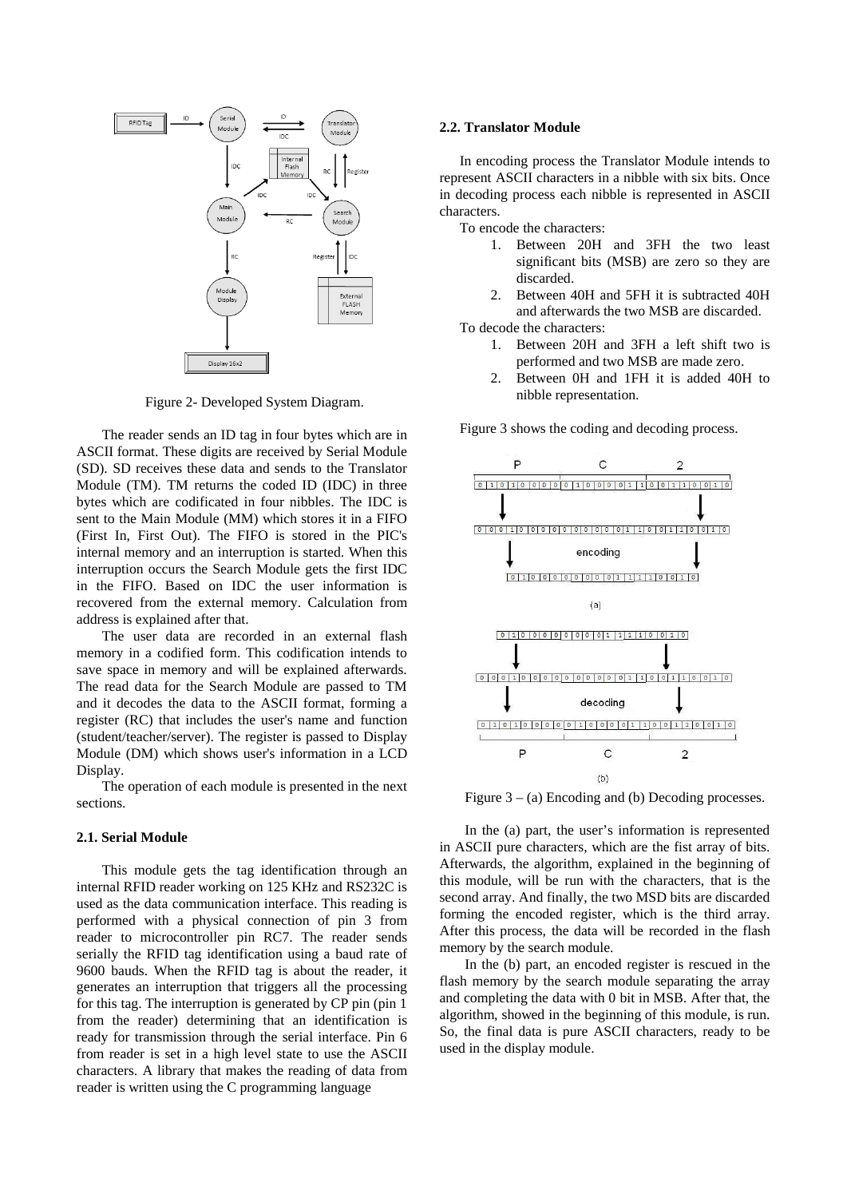Figure 2- Developed System Diagram.

The reader sends an ID tag in four bytes which are in ASCII format. These digits are received by Serial Module (SD). SD receives these data and sends to the Translator Module (TM). TM returns the coded ID (IDC) in three bytes which are codificated in four nibbles. The IDC is sent to the Main Module (MM) which stores it in a FIFO (First In, First Out). The FIFO is stored in the PIC's internal memory and an interruption is started. When this interruption occurs the Search Module gets the first IDC in the FIFO. Based on IDC the user information is recovered from the external memory. Calculation from address is explained after that.

The user data are recorded in an external flash memory in a codified form. This codification intends to save space in memory and will be explained afterwards. The read data for the Search Module are passed to TM and it decodes the data to the ASCII format, forming a register (RC) that includes the user's name and function (student/teacher/server). The register is passed to Display Module (DM) which shows user's information in a LCD Display.

The operation of each module is presented in the next sections.

### 2.1. Serial Module

This module gets the tag identification through an internal RFID reader working on 125 KHz and RS232C is used as the data communication interface. This reading is performed with a physical connection of pin 3 from reader to microcontroller pin RC7. The reader sends serially the RFID tag identification using a baud rate of 9600 bauds. When the RFID tag is about the reader, it generates an interruption that triggers all the processing for this tag. The interruption is generated by CP pin (pin 1 from the reader) determining that an identification is ready for transmission through the serial interface. Pin 6 from reader is set in a high level state to use the ASCII characters. A library that makes the reading of data from reader is written using the C programming language

### 2.2. Translator Module

In encoding process the Translator Module intends to represent ASCII characters in a nibble with six bits. Once in decoding process each nibble is represented in ASCII characters.

To encode the characters:

1. Between 20H and 3FH the two least significant bits (MSB) are zero so they are discarded.
2. Between 40H and 5FH it is subtracted 40H and afterwards the two MSB are discarded.

To decode the characters:

1. Between 20H and 3FH a left shift two is performed and two MSB are made zero.
2. Between 0H and 1FH it is added 40H to nibble representation.

Figure 3 shows the coding and decoding process.

Figure 3 – (a) Encoding and (b) Decoding processes.

In the (a) part, the user's information is represented in ASCII pure characters, which are the fist array of bits. Afterwards, the algorithm, explained in the beginning of this module, will be run with the characters, that is the second array. And finally, the two MSD bits are discarded forming the encoded register, which is the third array. After this process, the data will be recorded in the flash memory by the search module.

In the (b) part, an encoded register is rescued in the flash memory by the search module separating the array and completing the data with 0 bit in MSB. After that, the algorithm, showed in the beginning of this module, is run. So, the final data is pure ASCII characters, ready to be used in the display module.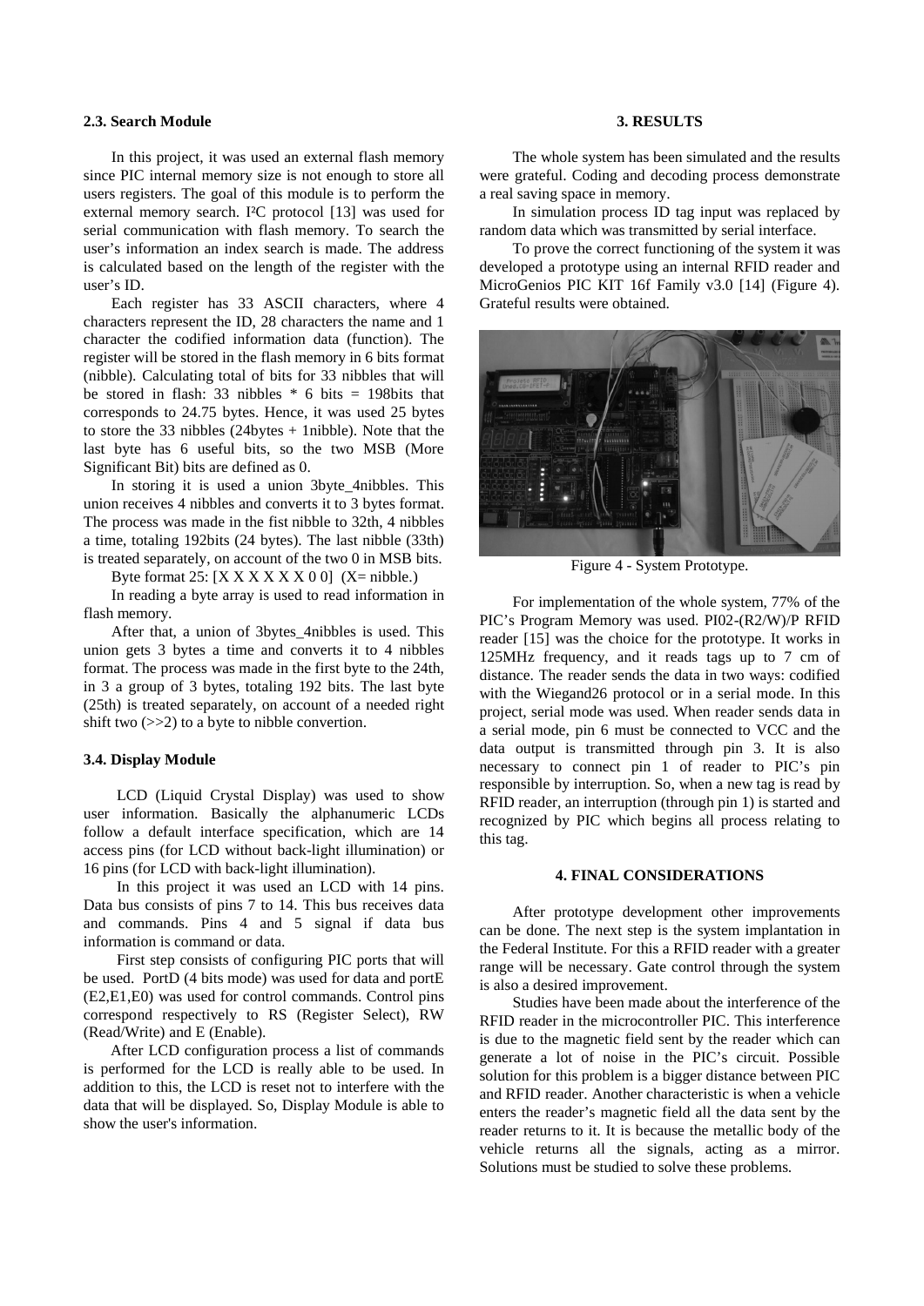### 2.3. Search Module

In this project, it was used an external flash memory since PIC internal memory size is not enough to store all users registers. The goal of this module is to perform the external memory search. I²C protocol [13] was used for serial communication with flash memory. To search the user's information an index search is made. The address is calculated based on the length of the register with the user's ID.

Each register has 33 ASCII characters, where 4 characters represent the ID, 28 characters the name and 1 character the codified information data (function). The register will be stored in the flash memory in 6 bits format (nibble). Calculating total of bits for 33 nibbles that will be stored in flash: 33 nibbles * 6 bits = 198bits that corresponds to 24.75 bytes. Hence, it was used 25 bytes to store the 33 nibbles (24bytes + 1nibble). Note that the last byte has 6 useful bits, so the two MSB (More Significant Bit) bits are defined as 0.

In storing it is used a union 3byte_4nibbles. This union receives 4 nibbles and converts it to 3 bytes format. The process was made in the fist nibble to 32th, 4 nibbles a time, totaling 192bits (24 bytes). The last nibble (33th) is treated separately, on account of the two 0 in MSB bits.

Byte format 25: [X X X X X X 0 0] (X= nibble.)

In reading a byte array is used to read information in flash memory.

After that, a union of 3bytes_4nibbles is used. This union gets 3 bytes a time and converts it to 4 nibbles format. The process was made in the first byte to the 24th, in 3 a group of 3 bytes, totaling 192 bits. The last byte (25th) is treated separately, on account of a needed right shift two (>>2) to a byte to nibble convertion.

### 3.4. Display Module

LCD (Liquid Crystal Display) was used to show user information. Basically the alphanumeric LCDs follow a default interface specification, which are 14 access pins (for LCD without back-light illumination) or 16 pins (for LCD with back-light illumination).

In this project it was used an LCD with 14 pins. Data bus consists of pins 7 to 14. This bus receives data and commands. Pins 4 and 5 signal if data bus information is command or data.

First step consists of configuring PIC ports that will be used. PortD (4 bits mode) was used for data and portE (E2,E1,E0) was used for control commands. Control pins correspond respectively to RS (Register Select), RW (Read/Write) and E (Enable).

After LCD configuration process a list of commands is performed for the LCD is really able to be used. In addition to this, the LCD is reset not to interfere with the data that will be displayed. So, Display Module is able to show the user's information.

## 3. RESULTS

The whole system has been simulated and the results were grateful. Coding and decoding process demonstrate a real saving space in memory.

In simulation process ID tag input was replaced by random data which was transmitted by serial interface.

To prove the correct functioning of the system it was developed a prototype using an internal RFID reader and MicroGenios PIC KIT 16f Family v3.0 [14] (Figure 4). Grateful results were obtained.

Figure 4 - System Prototype.

For implementation of the whole system, 77% of the PIC's Program Memory was used. PI02-(R2/W)/P RFID reader [15] was the choice for the prototype. It works in 125MHz frequency, and it reads tags up to 7 cm of distance. The reader sends the data in two ways: codified with the Wiegand26 protocol or in a serial mode. In this project, serial mode was used. When reader sends data in a serial mode, pin 6 must be connected to VCC and the data output is transmitted through pin 3. It is also necessary to connect pin 1 of reader to PIC's pin responsible by interruption. So, when a new tag is read by RFID reader, an interruption (through pin 1) is started and recognized by PIC which begins all process relating to this tag.

## 4. FINAL CONSIDERATIONS

After prototype development other improvements can be done. The next step is the system implantation in the Federal Institute. For this a RFID reader with a greater range will be necessary. Gate control through the system is also a desired improvement.

Studies have been made about the interference of the RFID reader in the microcontroller PIC. This interference is due to the magnetic field sent by the reader which can generate a lot of noise in the PIC's circuit. Possible solution for this problem is a bigger distance between PIC and RFID reader. Another characteristic is when a vehicle enters the reader's magnetic field all the data sent by the reader returns to it. It is because the metallic body of the vehicle returns all the signals, acting as a mirror. Solutions must be studied to solve these problems.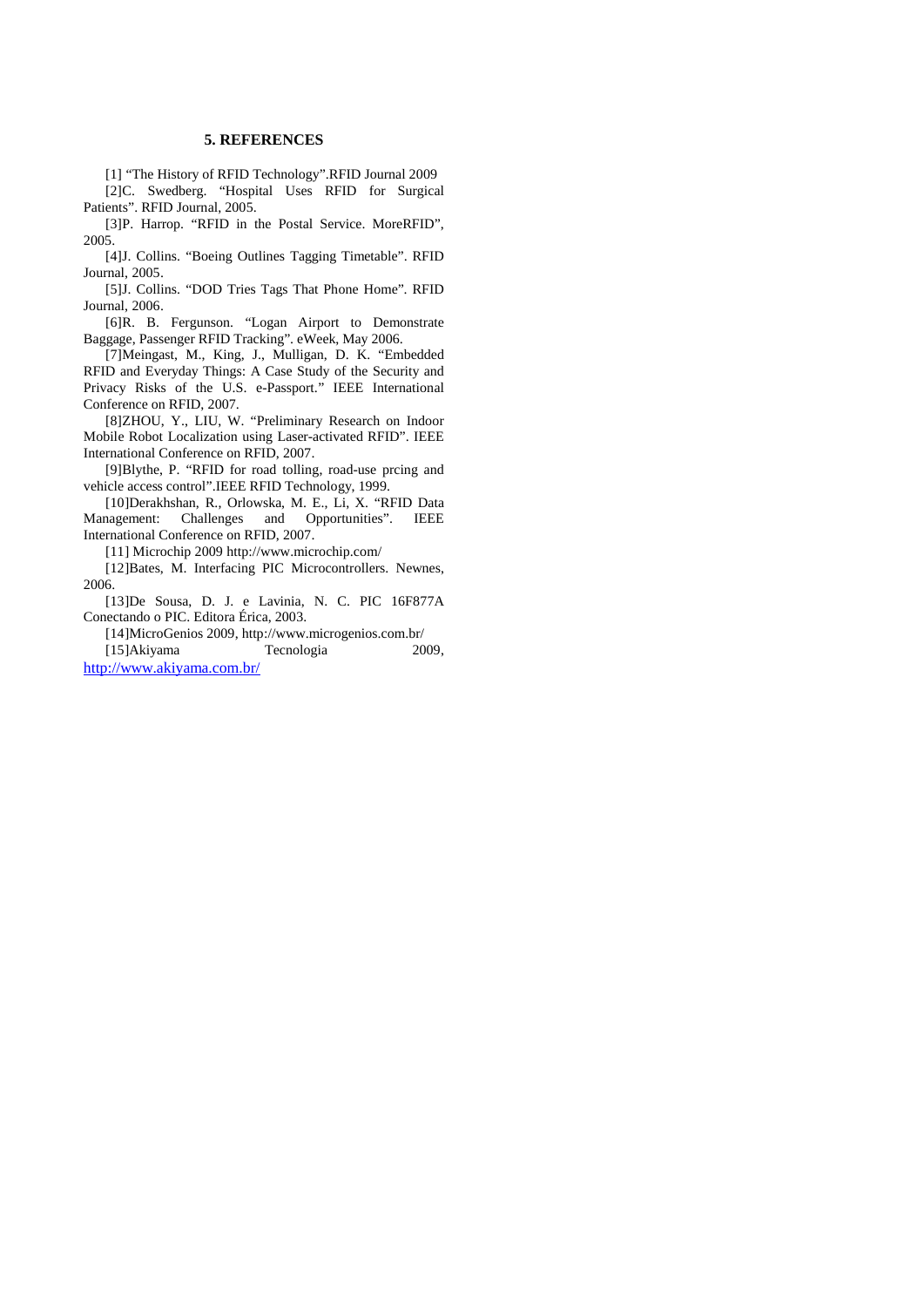## 5. REFERENCES

[1] "The History of RFID Technology".RFID Journal 2009

[2]C. Swedberg. "Hospital Uses RFID for Surgical Patients". RFID Journal, 2005.

[3]P. Harrop. "RFID in the Postal Service. MoreRFID", 2005.

[4]J. Collins. "Boeing Outlines Tagging Timetable". RFID Journal, 2005.

[5]J. Collins. "DOD Tries Tags That Phone Home". RFID Journal, 2006.

[6]R. B. Fergunson. "Logan Airport to Demonstrate Baggage, Passenger RFID Tracking". eWeek, May 2006.

[7]Meingast, M., King, J., Mulligan, D. K. "Embedded RFID and Everyday Things: A Case Study of the Security and Privacy Risks of the U.S. e-Passport." IEEE International Conference on RFID, 2007.

[8]ZHOU, Y., LIU, W. "Preliminary Research on Indoor Mobile Robot Localization using Laser-activated RFID". IEEE International Conference on RFID, 2007.

[9]Blythe, P. "RFID for road tolling, road-use prcing and vehicle access control".IEEE RFID Technology, 1999.

[10]Derakhshan, R., Orlowska, M. E., Li, X. "RFID Data Management: Challenges and Opportunities". IEEE International Conference on RFID, 2007.

[11] Microchip 2009 http://www.microchip.com/

[12]Bates, M. Interfacing PIC Microcontrollers. Newnes, 2006.

[13]De Sousa, D. J. e Lavinia, N. C. PIC 16F877A Conectando o PIC. Editora Érica, 2003.

[14]MicroGenios 2009, http://www.microgenios.com.br/

[15]Akiyama Tecnologia 2009, http://www.akiyama.com.br/